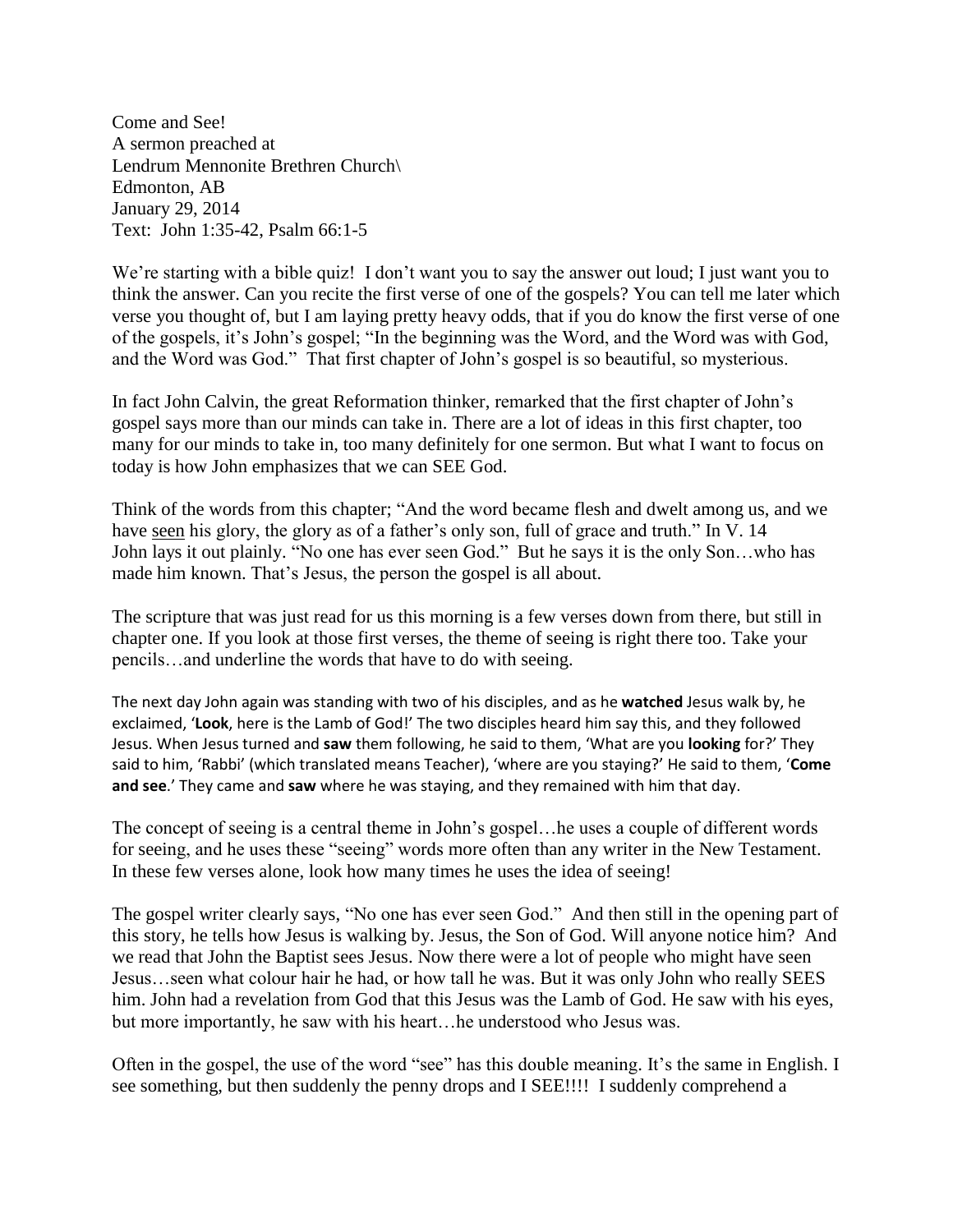Come and See!
A sermon preached at
Lendrum Mennonite Brethren Church\
Edmonton, AB
January 29, 2014
Text: John 1:35-42, Psalm 66:1-5

We're starting with a bible quiz! I don't want you to say the answer out loud; I just want you to think the answer. Can you recite the first verse of one of the gospels? You can tell me later which verse you thought of, but I am laying pretty heavy odds, that if you do know the first verse of one of the gospels, it's John's gospel; "In the beginning was the Word, and the Word was with God, and the Word was God." That first chapter of John's gospel is so beautiful, so mysterious.

In fact John Calvin, the great Reformation thinker, remarked that the first chapter of John's gospel says more than our minds can take in. There are a lot of ideas in this first chapter, too many for our minds to take in, too many definitely for one sermon. But what I want to focus on today is how John emphasizes that we can SEE God.

Think of the words from this chapter; "And the word became flesh and dwelt among us, and we have <u>seen</u> his glory, the glory as of a father's only son, full of grace and truth." In V. 14 John lays it out plainly. "No one has ever seen God." But he says it is the only Son…who has made him known. That's Jesus, the person the gospel is all about.

The scripture that was just read for us this morning is a few verses down from there, but still in chapter one. If you look at those first verses, the theme of seeing is right there too. Take your pencils…and underline the words that have to do with seeing.

The next day John again was standing with two of his disciples, and as he **watched** Jesus walk by, he exclaimed, '**Look**, here is the Lamb of God!' The two disciples heard him say this, and they followed Jesus. When Jesus turned and **saw** them following, he said to them, 'What are you **looking** for?' They said to him, 'Rabbi' (which translated means Teacher), 'where are you staying?' He said to them, '**Come and see**.' They came and **saw** where he was staying, and they remained with him that day.

The concept of seeing is a central theme in John's gospel…he uses a couple of different words for seeing, and he uses these "seeing" words more often than any writer in the New Testament. In these few verses alone, look how many times he uses the idea of seeing!

The gospel writer clearly says, "No one has ever seen God." And then still in the opening part of this story, he tells how Jesus is walking by. Jesus, the Son of God. Will anyone notice him? And we read that John the Baptist sees Jesus. Now there were a lot of people who might have seen Jesus…seen what colour hair he had, or how tall he was. But it was only John who really SEES him. John had a revelation from God that this Jesus was the Lamb of God. He saw with his eyes, but more importantly, he saw with his heart…he understood who Jesus was.

Often in the gospel, the use of the word "see" has this double meaning. It's the same in English. I see something, but then suddenly the penny drops and I SEE!!!! I suddenly comprehend a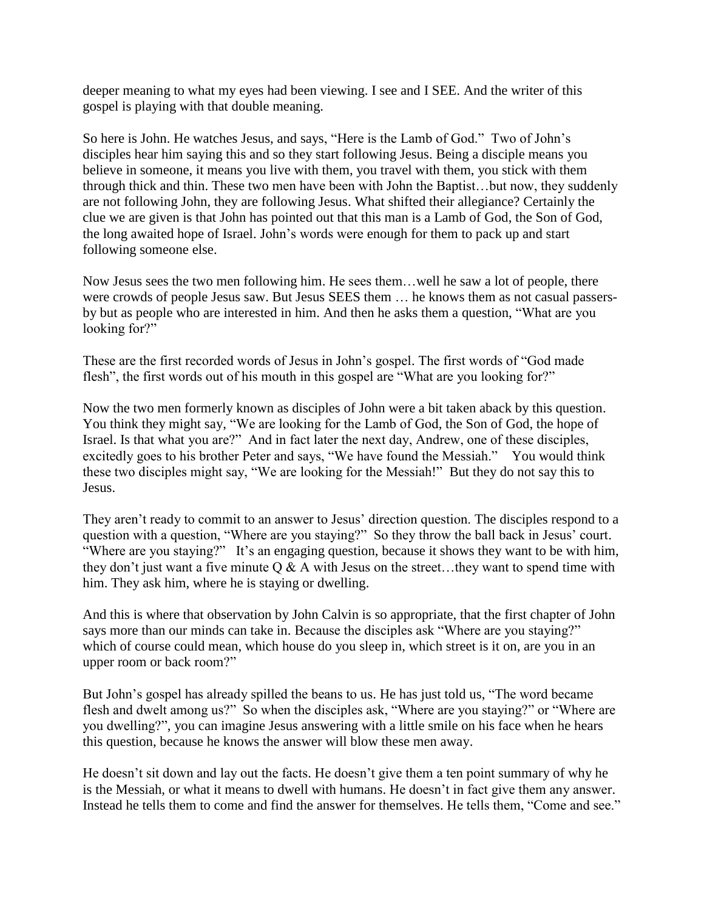deeper meaning to what my eyes had been viewing. I see and I SEE. And the writer of this gospel is playing with that double meaning.

So here is John. He watches Jesus, and says, "Here is the Lamb of God." Two of John's disciples hear him saying this and so they start following Jesus. Being a disciple means you believe in someone, it means you live with them, you travel with them, you stick with them through thick and thin. These two men have been with John the Baptist…but now, they suddenly are not following John, they are following Jesus. What shifted their allegiance? Certainly the clue we are given is that John has pointed out that this man is a Lamb of God, the Son of God, the long awaited hope of Israel. John's words were enough for them to pack up and start following someone else.

Now Jesus sees the two men following him. He sees them…well he saw a lot of people, there were crowds of people Jesus saw. But Jesus SEES them … he knows them as not casual passers-by but as people who are interested in him. And then he asks them a question, "What are you looking for?"

These are the first recorded words of Jesus in John's gospel. The first words of "God made flesh", the first words out of his mouth in this gospel are "What are you looking for?"

Now the two men formerly known as disciples of John were a bit taken aback by this question. You think they might say, "We are looking for the Lamb of God, the Son of God, the hope of Israel. Is that what you are?" And in fact later the next day, Andrew, one of these disciples, excitedly goes to his brother Peter and says, "We have found the Messiah." You would think these two disciples might say, "We are looking for the Messiah!" But they do not say this to Jesus.

They aren't ready to commit to an answer to Jesus' direction question. The disciples respond to a question with a question, "Where are you staying?" So they throw the ball back in Jesus' court. "Where are you staying?" It's an engaging question, because it shows they want to be with him, they don't just want a five minute Q & A with Jesus on the street…they want to spend time with him. They ask him, where he is staying or dwelling.

And this is where that observation by John Calvin is so appropriate, that the first chapter of John says more than our minds can take in. Because the disciples ask "Where are you staying?" which of course could mean, which house do you sleep in, which street is it on, are you in an upper room or back room?"

But John's gospel has already spilled the beans to us. He has just told us, "The word became flesh and dwelt among us?" So when the disciples ask, "Where are you staying?" or "Where are you dwelling?", you can imagine Jesus answering with a little smile on his face when he hears this question, because he knows the answer will blow these men away.

He doesn't sit down and lay out the facts. He doesn't give them a ten point summary of why he is the Messiah, or what it means to dwell with humans. He doesn't in fact give them any answer. Instead he tells them to come and find the answer for themselves. He tells them, "Come and see."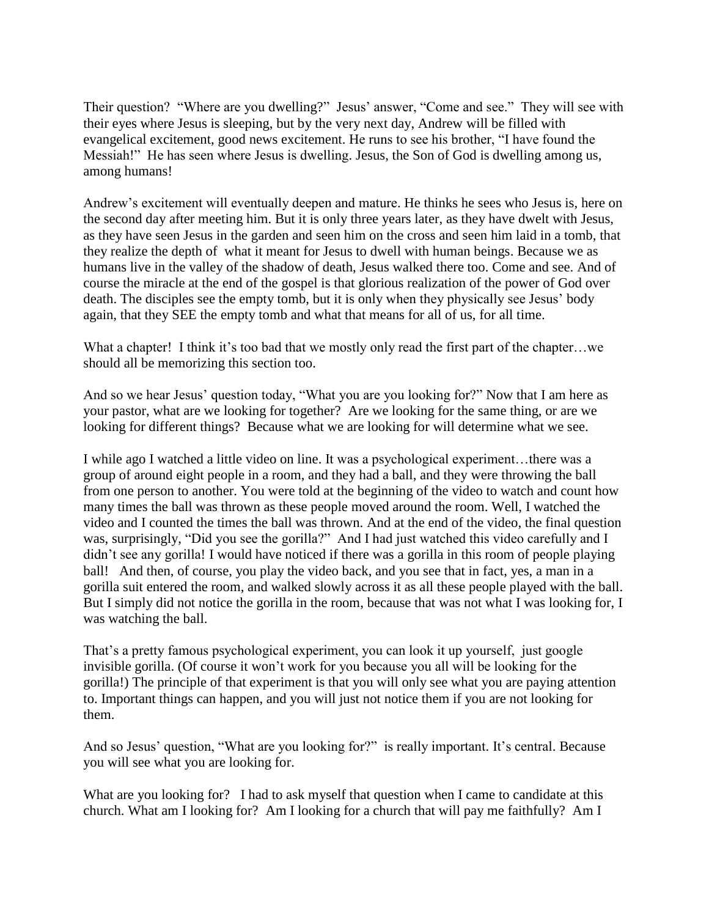Their question? "Where are you dwelling?" Jesus' answer, "Come and see." They will see with their eyes where Jesus is sleeping, but by the very next day, Andrew will be filled with evangelical excitement, good news excitement. He runs to see his brother, "I have found the Messiah!" He has seen where Jesus is dwelling. Jesus, the Son of God is dwelling among us, among humans!

Andrew's excitement will eventually deepen and mature. He thinks he sees who Jesus is, here on the second day after meeting him. But it is only three years later, as they have dwelt with Jesus, as they have seen Jesus in the garden and seen him on the cross and seen him laid in a tomb, that they realize the depth of what it meant for Jesus to dwell with human beings. Because we as humans live in the valley of the shadow of death, Jesus walked there too. Come and see. And of course the miracle at the end of the gospel is that glorious realization of the power of God over death. The disciples see the empty tomb, but it is only when they physically see Jesus' body again, that they SEE the empty tomb and what that means for all of us, for all time.

What a chapter! I think it's too bad that we mostly only read the first part of the chapter…we should all be memorizing this section too.

And so we hear Jesus' question today, "What you are you looking for?" Now that I am here as your pastor, what are we looking for together? Are we looking for the same thing, or are we looking for different things? Because what we are looking for will determine what we see.

I while ago I watched a little video on line. It was a psychological experiment…there was a group of around eight people in a room, and they had a ball, and they were throwing the ball from one person to another. You were told at the beginning of the video to watch and count how many times the ball was thrown as these people moved around the room. Well, I watched the video and I counted the times the ball was thrown. And at the end of the video, the final question was, surprisingly, "Did you see the gorilla?" And I had just watched this video carefully and I didn't see any gorilla! I would have noticed if there was a gorilla in this room of people playing ball! And then, of course, you play the video back, and you see that in fact, yes, a man in a gorilla suit entered the room, and walked slowly across it as all these people played with the ball. But I simply did not notice the gorilla in the room, because that was not what I was looking for, I was watching the ball.

That's a pretty famous psychological experiment, you can look it up yourself, just google invisible gorilla. (Of course it won't work for you because you all will be looking for the gorilla!) The principle of that experiment is that you will only see what you are paying attention to. Important things can happen, and you will just not notice them if you are not looking for them.

And so Jesus' question, "What are you looking for?" is really important. It's central. Because you will see what you are looking for.

What are you looking for? I had to ask myself that question when I came to candidate at this church. What am I looking for? Am I looking for a church that will pay me faithfully? Am I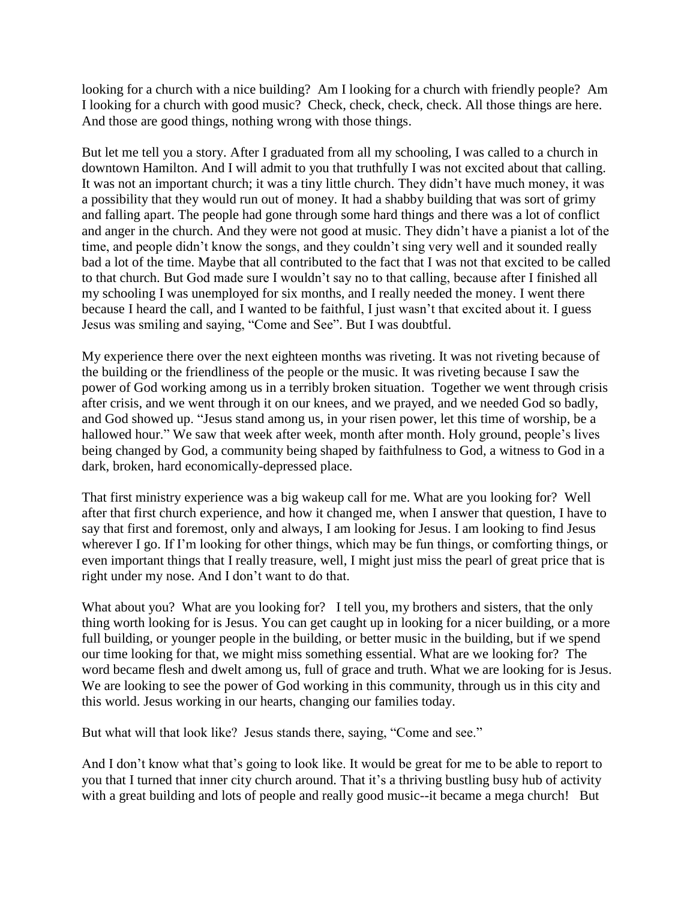looking for a church with a nice building? Am I looking for a church with friendly people? Am I looking for a church with good music? Check, check, check, check. All those things are here. And those are good things, nothing wrong with those things.

But let me tell you a story. After I graduated from all my schooling, I was called to a church in downtown Hamilton. And I will admit to you that truthfully I was not excited about that calling. It was not an important church; it was a tiny little church. They didn't have much money, it was a possibility that they would run out of money. It had a shabby building that was sort of grimy and falling apart. The people had gone through some hard things and there was a lot of conflict and anger in the church. And they were not good at music. They didn't have a pianist a lot of the time, and people didn't know the songs, and they couldn't sing very well and it sounded really bad a lot of the time. Maybe that all contributed to the fact that I was not that excited to be called to that church. But God made sure I wouldn't say no to that calling, because after I finished all my schooling I was unemployed for six months, and I really needed the money. I went there because I heard the call, and I wanted to be faithful, I just wasn't that excited about it. I guess Jesus was smiling and saying, "Come and See". But I was doubtful.

My experience there over the next eighteen months was riveting. It was not riveting because of the building or the friendliness of the people or the music. It was riveting because I saw the power of God working among us in a terribly broken situation. Together we went through crisis after crisis, and we went through it on our knees, and we prayed, and we needed God so badly, and God showed up. "Jesus stand among us, in your risen power, let this time of worship, be a hallowed hour." We saw that week after week, month after month. Holy ground, people's lives being changed by God, a community being shaped by faithfulness to God, a witness to God in a dark, broken, hard economically-depressed place.

That first ministry experience was a big wakeup call for me. What are you looking for? Well after that first church experience, and how it changed me, when I answer that question, I have to say that first and foremost, only and always, I am looking for Jesus. I am looking to find Jesus wherever I go. If I'm looking for other things, which may be fun things, or comforting things, or even important things that I really treasure, well, I might just miss the pearl of great price that is right under my nose. And I don't want to do that.

What about you? What are you looking for? I tell you, my brothers and sisters, that the only thing worth looking for is Jesus. You can get caught up in looking for a nicer building, or a more full building, or younger people in the building, or better music in the building, but if we spend our time looking for that, we might miss something essential. What are we looking for? The word became flesh and dwelt among us, full of grace and truth. What we are looking for is Jesus. We are looking to see the power of God working in this community, through us in this city and this world. Jesus working in our hearts, changing our families today.

But what will that look like? Jesus stands there, saying, "Come and see."

And I don't know what that's going to look like. It would be great for me to be able to report to you that I turned that inner city church around. That it's a thriving bustling busy hub of activity with a great building and lots of people and really good music--it became a mega church! But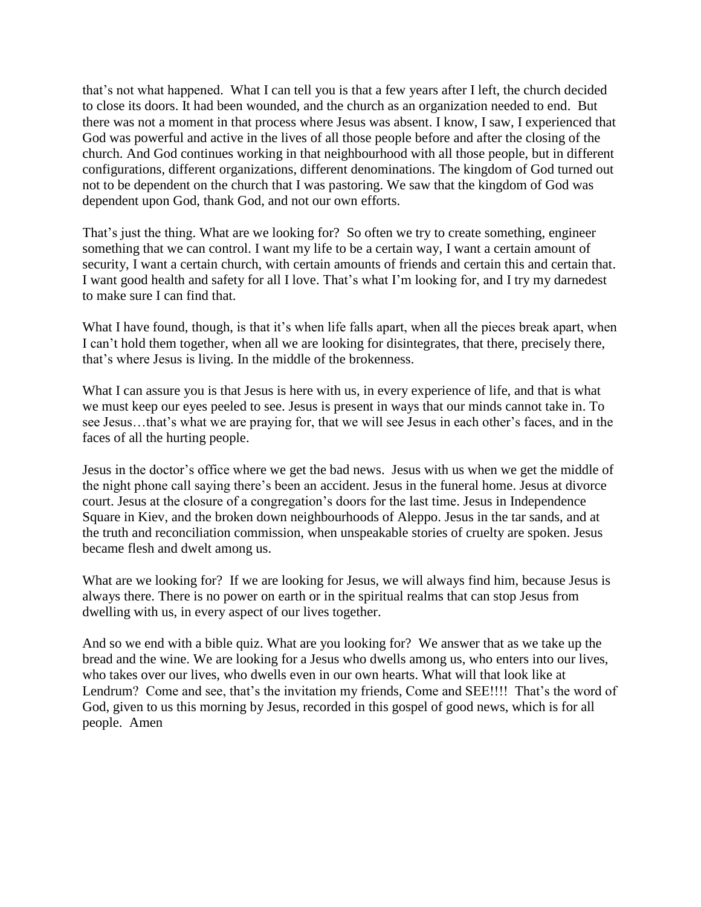that's not what happened. What I can tell you is that a few years after I left, the church decided to close its doors. It had been wounded, and the church as an organization needed to end. But there was not a moment in that process where Jesus was absent. I know, I saw, I experienced that God was powerful and active in the lives of all those people before and after the closing of the church. And God continues working in that neighbourhood with all those people, but in different configurations, different organizations, different denominations. The kingdom of God turned out not to be dependent on the church that I was pastoring. We saw that the kingdom of God was dependent upon God, thank God, and not our own efforts.

That's just the thing. What are we looking for? So often we try to create something, engineer something that we can control. I want my life to be a certain way, I want a certain amount of security, I want a certain church, with certain amounts of friends and certain this and certain that. I want good health and safety for all I love. That's what I'm looking for, and I try my darnedest to make sure I can find that.

What I have found, though, is that it's when life falls apart, when all the pieces break apart, when I can't hold them together, when all we are looking for disintegrates, that there, precisely there, that's where Jesus is living. In the middle of the brokenness.

What I can assure you is that Jesus is here with us, in every experience of life, and that is what we must keep our eyes peeled to see. Jesus is present in ways that our minds cannot take in. To see Jesus…that's what we are praying for, that we will see Jesus in each other's faces, and in the faces of all the hurting people.

Jesus in the doctor's office where we get the bad news. Jesus with us when we get the middle of the night phone call saying there's been an accident. Jesus in the funeral home. Jesus at divorce court. Jesus at the closure of a congregation's doors for the last time. Jesus in Independence Square in Kiev, and the broken down neighbourhoods of Aleppo. Jesus in the tar sands, and at the truth and reconciliation commission, when unspeakable stories of cruelty are spoken. Jesus became flesh and dwelt among us.

What are we looking for? If we are looking for Jesus, we will always find him, because Jesus is always there. There is no power on earth or in the spiritual realms that can stop Jesus from dwelling with us, in every aspect of our lives together.

And so we end with a bible quiz. What are you looking for? We answer that as we take up the bread and the wine. We are looking for a Jesus who dwells among us, who enters into our lives, who takes over our lives, who dwells even in our own hearts. What will that look like at Lendrum? Come and see, that's the invitation my friends, Come and SEE!!!! That's the word of God, given to us this morning by Jesus, recorded in this gospel of good news, which is for all people. Amen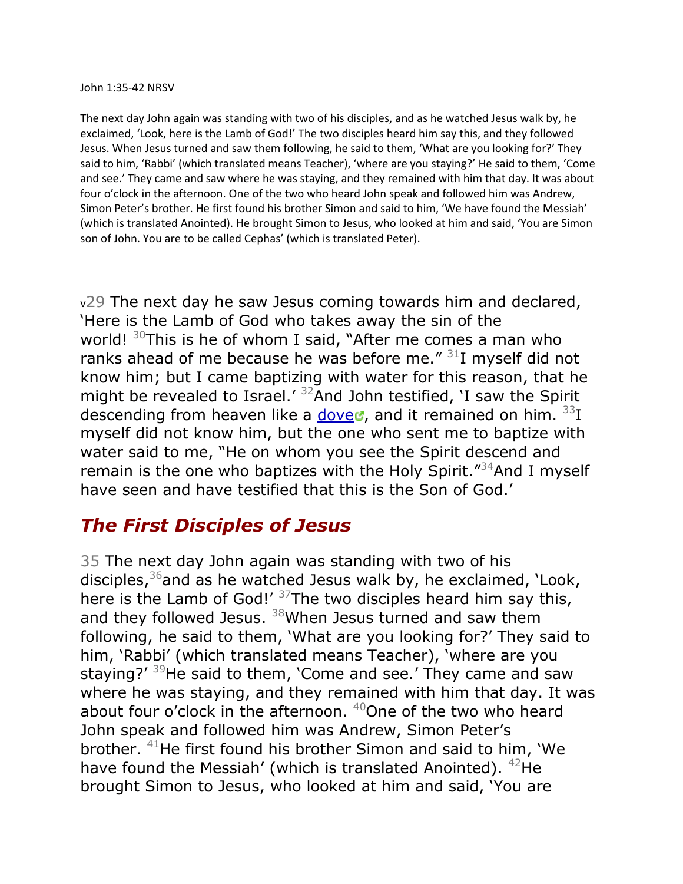John 1:35-42 NRSV

The next day John again was standing with two of his disciples, and as he watched Jesus walk by, he exclaimed, 'Look, here is the Lamb of God!' The two disciples heard him say this, and they followed Jesus. When Jesus turned and saw them following, he said to them, 'What are you looking for?' They said to him, 'Rabbi' (which translated means Teacher), 'where are you staying?' He said to them, 'Come and see.' They came and saw where he was staying, and they remained with him that day. It was about four o'clock in the afternoon. One of the two who heard John speak and followed him was Andrew, Simon Peter's brother. He first found his brother Simon and said to him, 'We have found the Messiah' (which is translated Anointed). He brought Simon to Jesus, who looked at him and said, 'You are Simon son of John. You are to be called Cephas' (which is translated Peter).

v29 The next day he saw Jesus coming towards him and declared, 'Here is the Lamb of God who takes away the sin of the world! [30]This is he of whom I said, "After me comes a man who ranks ahead of me because he was before me." [31]I myself did not know him; but I came baptizing with water for this reason, that he might be revealed to Israel.' [32]And John testified, 'I saw the Spirit descending from heaven like a dove, and it remained on him. [33]I myself did not know him, but the one who sent me to baptize with water said to me, "He on whom you see the Spirit descend and remain is the one who baptizes with the Holy Spirit."[34]And I myself have seen and have testified that this is the Son of God.'

## *The First Disciples of Jesus*

35 The next day John again was standing with two of his disciples,[36]and as he watched Jesus walk by, he exclaimed, 'Look, here is the Lamb of God!' [37]The two disciples heard him say this, and they followed Jesus. [38]When Jesus turned and saw them following, he said to them, 'What are you looking for?' They said to him, 'Rabbi' (which translated means Teacher), 'where are you staying?' [39]He said to them, 'Come and see.' They came and saw where he was staying, and they remained with him that day. It was about four o'clock in the afternoon. [40]One of the two who heard John speak and followed him was Andrew, Simon Peter's brother. [41]He first found his brother Simon and said to him, 'We have found the Messiah' (which is translated Anointed). [42]He brought Simon to Jesus, who looked at him and said, 'You are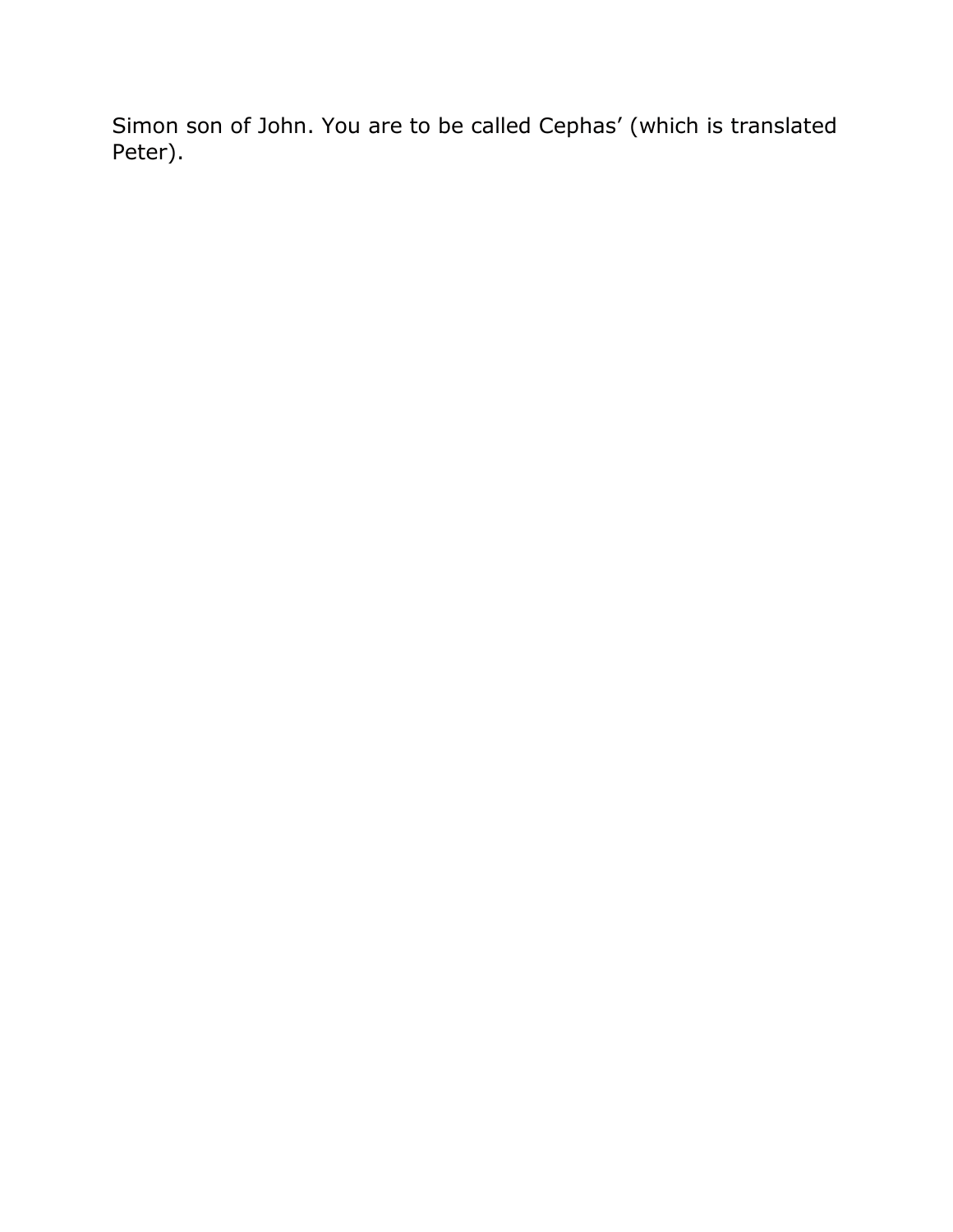Simon son of John. You are to be called Cephas' (which is translated Peter).